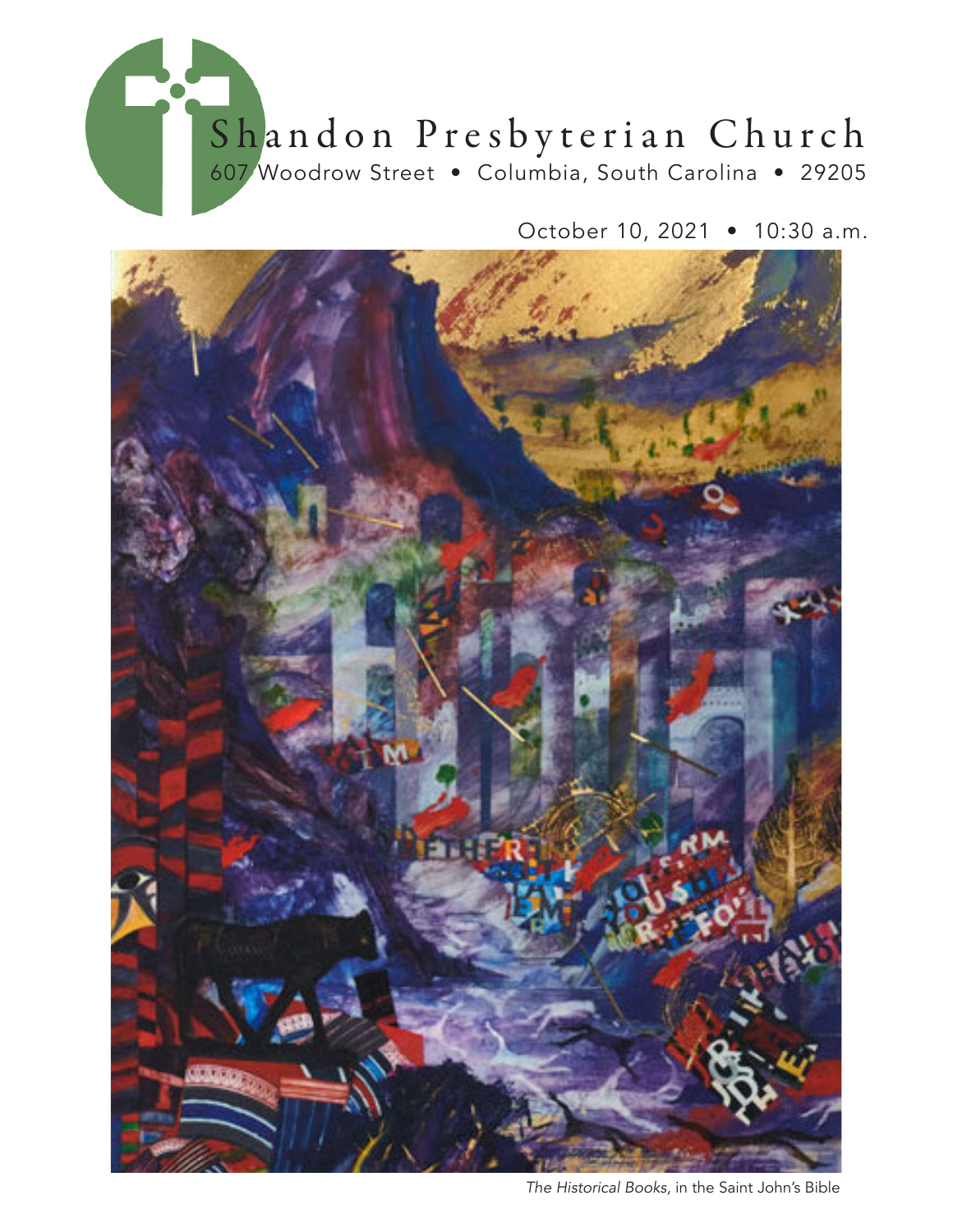# Shandon Presbyterian Church

607 Woodrow Street • Columbia, South Carolina • 29205

October 10, 2021 • 10:30 a.m.

*The Historical Books,* in the Saint John's Bible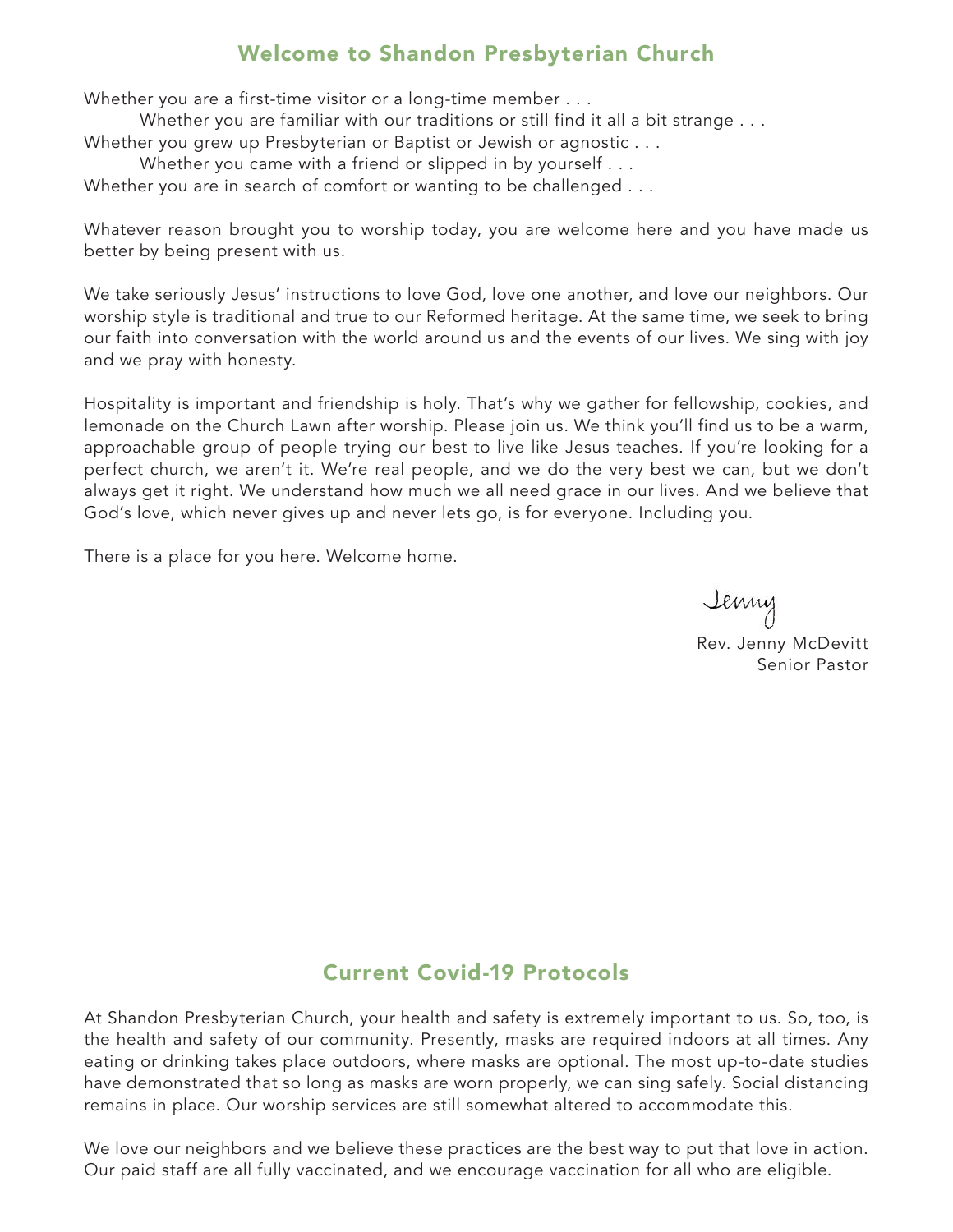## Welcome to Shandon Presbyterian Church

Whether you are a first-time visitor or a long-time member . . .

Whether you are familiar with our traditions or still find it all a bit strange . . .

Whether you grew up Presbyterian or Baptist or Jewish or agnostic . . .

Whether you came with a friend or slipped in by yourself . . .

Whether you are in search of comfort or wanting to be challenged . . .

Whatever reason brought you to worship today, you are welcome here and you have made us better by being present with us.

We take seriously Jesus' instructions to love God, love one another, and love our neighbors. Our worship style is traditional and true to our Reformed heritage. At the same time, we seek to bring our faith into conversation with the world around us and the events of our lives. We sing with joy and we pray with honesty.

Hospitality is important and friendship is holy. That's why we gather for fellowship, cookies, and lemonade on the Church Lawn after worship. Please join us. We think you'll find us to be a warm, approachable group of people trying our best to live like Jesus teaches. If you're looking for a perfect church, we aren't it. We're real people, and we do the very best we can, but we don't always get it right. We understand how much we all need grace in our lives. And we believe that God's love, which never gives up and never lets go, is for everyone. Including you.

There is a place for you here. Welcome home.

Jenny

Rev. Jenny McDevitt
Senior Pastor

## Current Covid-19 Protocols

At Shandon Presbyterian Church, your health and safety is extremely important to us. So, too, is the health and safety of our community. Presently, masks are required indoors at all times. Any eating or drinking takes place outdoors, where masks are optional. The most up-to-date studies have demonstrated that so long as masks are worn properly, we can sing safely. Social distancing remains in place. Our worship services are still somewhat altered to accommodate this.

We love our neighbors and we believe these practices are the best way to put that love in action. Our paid staff are all fully vaccinated, and we encourage vaccination for all who are eligible.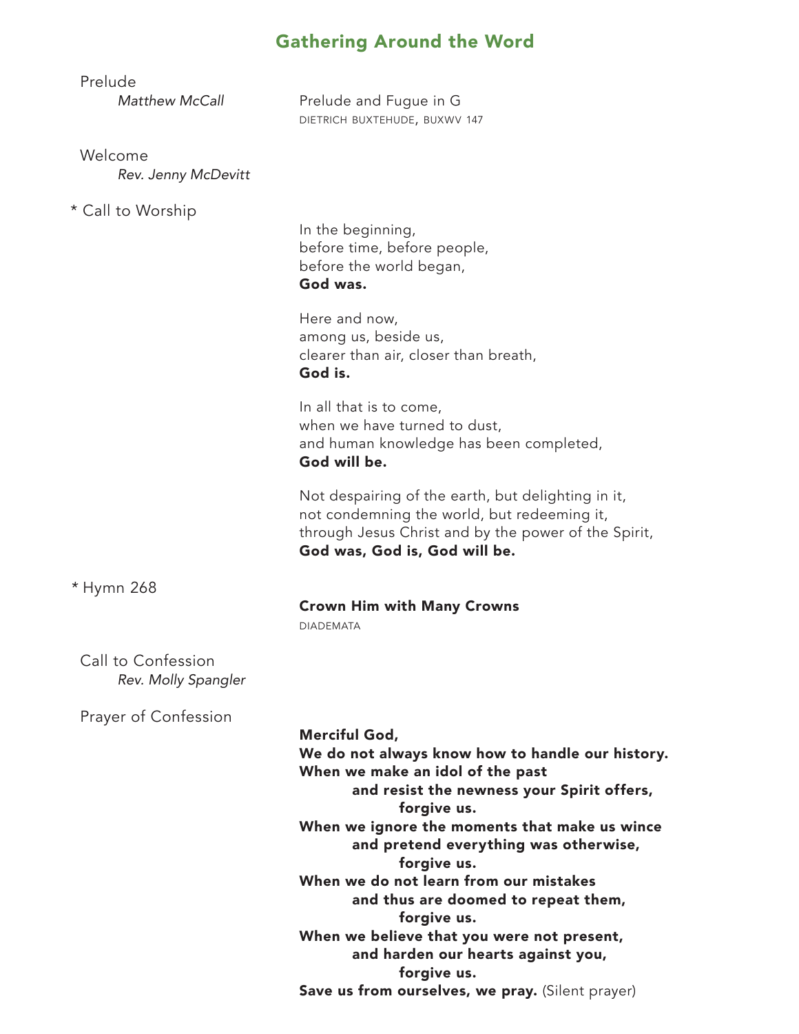## Gathering Around the Word

Prelude
*Matthew McCall*

Prelude and Fugue in G
DIETRICH BUXTEHUDE, BUXWV 147

Welcome
*Rev. Jenny McDevitt*

\* Call to Worship

In the beginning,
before time, before people,
before the world began,
**God was.**

Here and now,
among us, beside us,
clearer than air, closer than breath,
**God is.**

In all that is to come,
when we have turned to dust,
and human knowledge has been completed,
**God will be.**

Not despairing of the earth, but delighting in it,
not condemning the world, but redeeming it,
through Jesus Christ and by the power of the Spirit,
**God was, God is, God will be.**

\* Hymn 268

**Crown Him with Many Crowns**
DIADEMATA

Call to Confession
*Rev. Molly Spangler*

Prayer of Confession

**Merciful God,**
**We do not always know how to handle our history.**
**When we make an idol of the past**
**and resist the newness your Spirit offers,**
**forgive us.**
**When we ignore the moments that make us wince**
**and pretend everything was otherwise,**
**forgive us.**
**When we do not learn from our mistakes**
**and thus are doomed to repeat them,**
**forgive us.**
**When we believe that you were not present,**
**and harden our hearts against you,**
**forgive us.**
**Save us from ourselves, we pray.** (Silent prayer)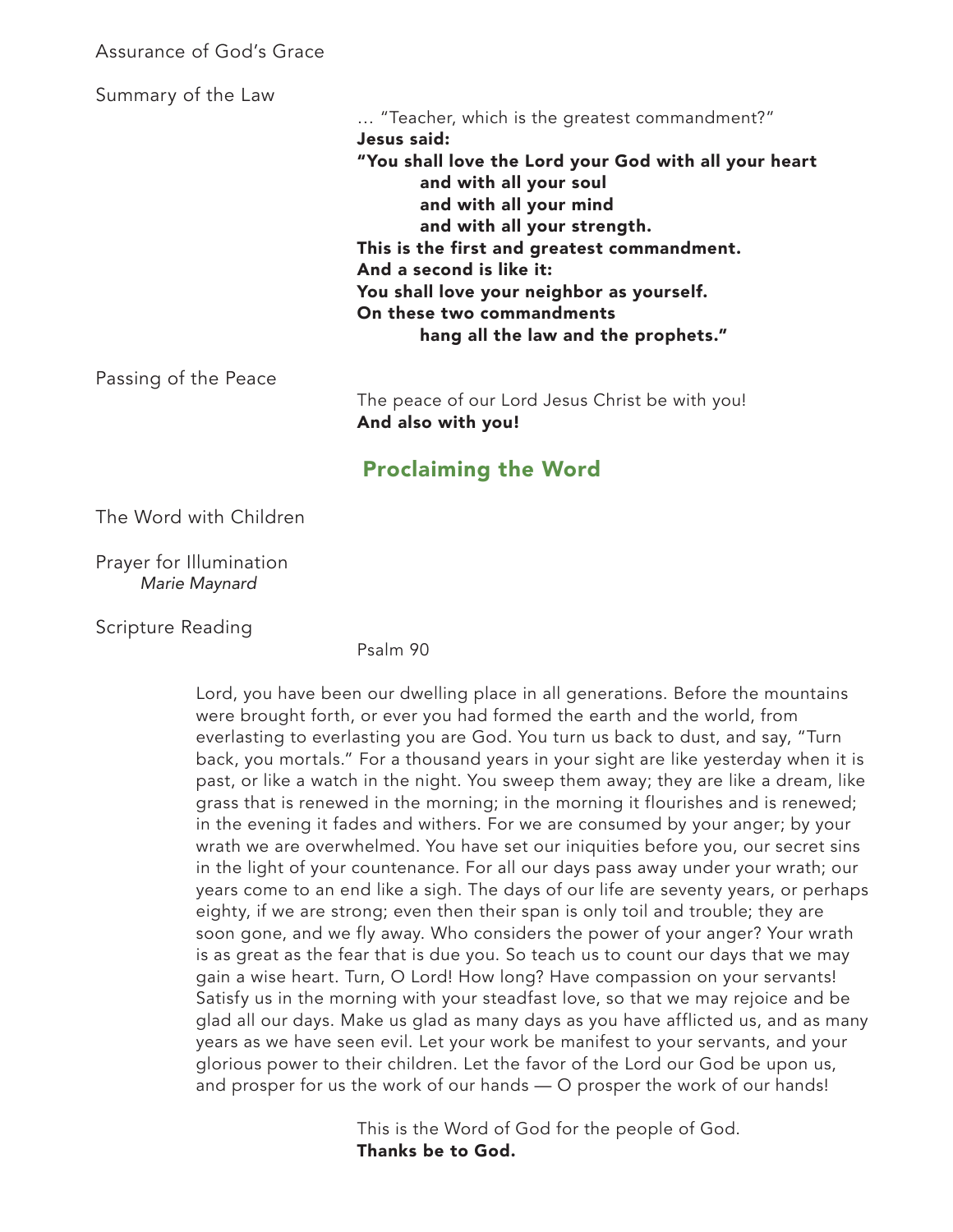Assurance of God's Grace

Summary of the Law

… "Teacher, which is the greatest commandment?"
**Jesus said:**
**"You shall love the Lord your God with all your heart**
**and with all your soul**
**and with all your mind**
**and with all your strength.**
**This is the first and greatest commandment.**
**And a second is like it:**
**You shall love your neighbor as yourself.**
**On these two commandments**
**hang all the law and the prophets."**

Passing of the Peace

The peace of our Lord Jesus Christ be with you!
**And also with you!**

## Proclaiming the Word

The Word with Children

Prayer for Illumination
*Marie Maynard*

Scripture Reading

Psalm 90

Lord, you have been our dwelling place in all generations. Before the mountains were brought forth, or ever you had formed the earth and the world, from everlasting to everlasting you are God. You turn us back to dust, and say, "Turn back, you mortals." For a thousand years in your sight are like yesterday when it is past, or like a watch in the night. You sweep them away; they are like a dream, like grass that is renewed in the morning; in the morning it flourishes and is renewed; in the evening it fades and withers. For we are consumed by your anger; by your wrath we are overwhelmed. You have set our iniquities before you, our secret sins in the light of your countenance. For all our days pass away under your wrath; our years come to an end like a sigh. The days of our life are seventy years, or perhaps eighty, if we are strong; even then their span is only toil and trouble; they are soon gone, and we fly away. Who considers the power of your anger? Your wrath is as great as the fear that is due you. So teach us to count our days that we may gain a wise heart. Turn, O Lord! How long? Have compassion on your servants! Satisfy us in the morning with your steadfast love, so that we may rejoice and be glad all our days. Make us glad as many days as you have afflicted us, and as many years as we have seen evil. Let your work be manifest to your servants, and your glorious power to their children. Let the favor of the Lord our God be upon us, and prosper for us the work of our hands — O prosper the work of our hands!

This is the Word of God for the people of God.
**Thanks be to God.**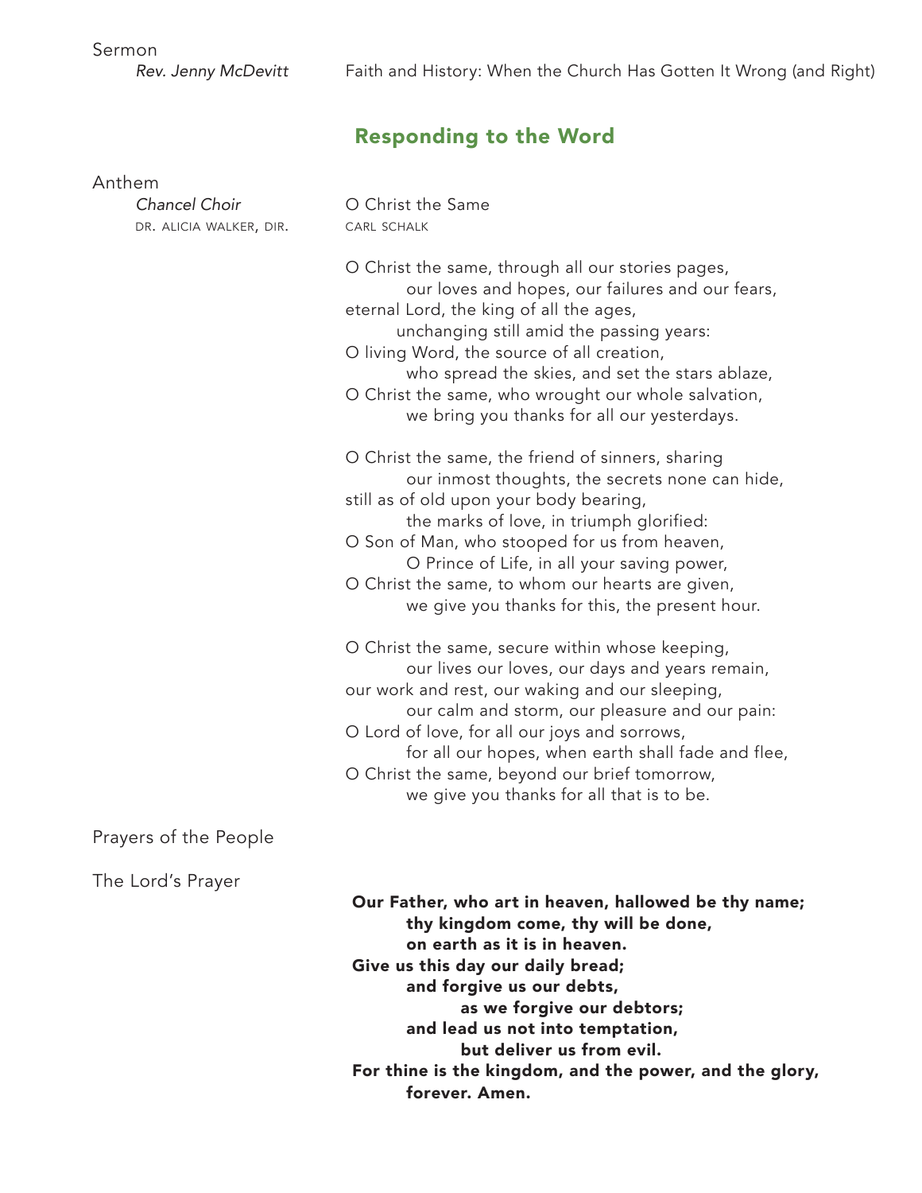Sermon

*Rev. Jenny McDevitt* — Faith and History: When the Church Has Gotten It Wrong (and Right)

## Responding to the Word

Anthem

*Chancel Choir*
DR. ALICIA WALKER, DIR.

O Christ the Same
CARL SCHALK

O Christ the same, through all our stories pages,
our loves and hopes, our failures and our fears,
eternal Lord, the king of all the ages,
unchanging still amid the passing years:
O living Word, the source of all creation,
who spread the skies, and set the stars ablaze,
O Christ the same, who wrought our whole salvation,
we bring you thanks for all our yesterdays.

O Christ the same, the friend of sinners, sharing
our inmost thoughts, the secrets none can hide,
still as of old upon your body bearing,
the marks of love, in triumph glorified:
O Son of Man, who stooped for us from heaven,
O Prince of Life, in all your saving power,
O Christ the same, to whom our hearts are given,
we give you thanks for this, the present hour.

O Christ the same, secure within whose keeping,
our lives our loves, our days and years remain,
our work and rest, our waking and our sleeping,
our calm and storm, our pleasure and our pain:
O Lord of love, for all our joys and sorrows,
for all our hopes, when earth shall fade and flee,
O Christ the same, beyond our brief tomorrow,
we give you thanks for all that is to be.

Prayers of the People

The Lord's Prayer

**Our Father, who art in heaven, hallowed be thy name;**
**thy kingdom come, thy will be done,**
**on earth as it is in heaven.**
**Give us this day our daily bread;**
**and forgive us our debts,**
**as we forgive our debtors;**
**and lead us not into temptation,**
**but deliver us from evil.**
**For thine is the kingdom, and the power, and the glory,**
**forever. Amen.**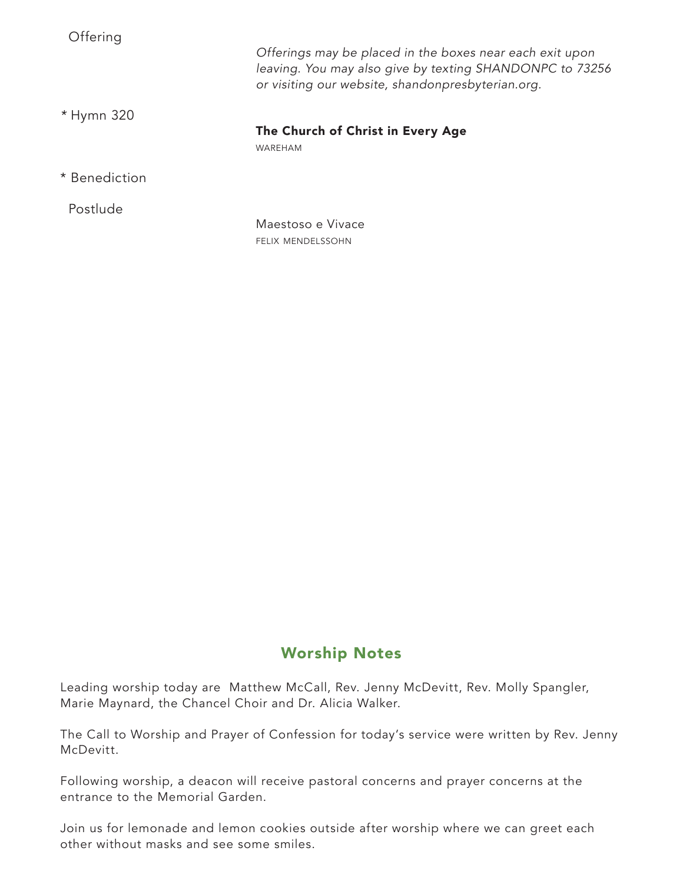Offering

*Offerings may be placed in the boxes near each exit upon leaving. You may also give by texting SHANDONPC to 73256 or visiting our website, shandonpresbyterian.org.*

* Hymn 320

**The Church of Christ in Every Age**
WAREHAM

* Benediction

Postlude

Maestoso e Vivace
FELIX MENDELSSOHN

## Worship Notes

Leading worship today are Matthew McCall, Rev. Jenny McDevitt, Rev. Molly Spangler, Marie Maynard, the Chancel Choir and Dr. Alicia Walker.

The Call to Worship and Prayer of Confession for today's service were written by Rev. Jenny McDevitt.

Following worship, a deacon will receive pastoral concerns and prayer concerns at the entrance to the Memorial Garden.

Join us for lemonade and lemon cookies outside after worship where we can greet each other without masks and see some smiles.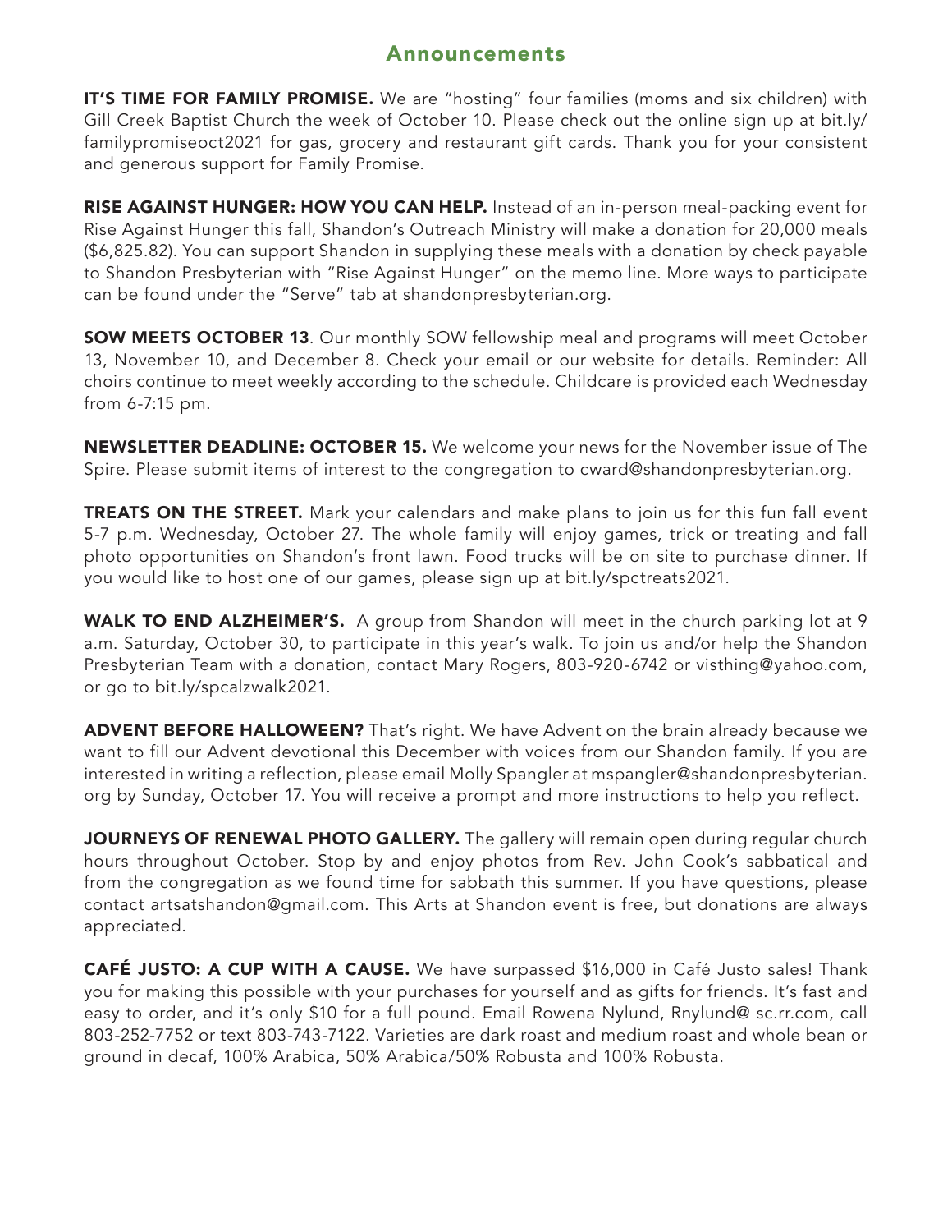## Announcements

**IT'S TIME FOR FAMILY PROMISE.** We are "hosting" four families (moms and six children) with Gill Creek Baptist Church the week of October 10. Please check out the online sign up at bit.ly/familypromiseoct2021 for gas, grocery and restaurant gift cards. Thank you for your consistent and generous support for Family Promise.

**RISE AGAINST HUNGER: HOW YOU CAN HELP.** Instead of an in-person meal-packing event for Rise Against Hunger this fall, Shandon's Outreach Ministry will make a donation for 20,000 meals ($6,825.82). You can support Shandon in supplying these meals with a donation by check payable to Shandon Presbyterian with "Rise Against Hunger" on the memo line. More ways to participate can be found under the "Serve" tab at shandonpresbyterian.org.

**SOW MEETS OCTOBER 13**. Our monthly SOW fellowship meal and programs will meet October 13, November 10, and December 8. Check your email or our website for details. Reminder: All choirs continue to meet weekly according to the schedule. Childcare is provided each Wednesday from 6-7:15 pm.

**NEWSLETTER DEADLINE: OCTOBER 15.** We welcome your news for the November issue of The Spire. Please submit items of interest to the congregation to cward@shandonpresbyterian.org.

**TREATS ON THE STREET.** Mark your calendars and make plans to join us for this fun fall event 5-7 p.m. Wednesday, October 27. The whole family will enjoy games, trick or treating and fall photo opportunities on Shandon's front lawn. Food trucks will be on site to purchase dinner. If you would like to host one of our games, please sign up at bit.ly/spctreats2021.

**WALK TO END ALZHEIMER'S.** A group from Shandon will meet in the church parking lot at 9 a.m. Saturday, October 30, to participate in this year's walk. To join us and/or help the Shandon Presbyterian Team with a donation, contact Mary Rogers, 803-920-6742 or visthing@yahoo.com, or go to bit.ly/spcalzwalk2021.

**ADVENT BEFORE HALLOWEEN?** That's right. We have Advent on the brain already because we want to fill our Advent devotional this December with voices from our Shandon family. If you are interested in writing a reflection, please email Molly Spangler at mspangler@shandonpresbyterian.org by Sunday, October 17. You will receive a prompt and more instructions to help you reflect.

**JOURNEYS OF RENEWAL PHOTO GALLERY.** The gallery will remain open during regular church hours throughout October. Stop by and enjoy photos from Rev. John Cook's sabbatical and from the congregation as we found time for sabbath this summer. If you have questions, please contact artsatshandon@gmail.com. This Arts at Shandon event is free, but donations are always appreciated.

**CAFÉ JUSTO: A CUP WITH A CAUSE.** We have surpassed $16,000 in Café Justo sales! Thank you for making this possible with your purchases for yourself and as gifts for friends. It's fast and easy to order, and it's only $10 for a full pound. Email Rowena Nylund, Rnylund@ sc.rr.com, call 803-252-7752 or text 803-743-7122. Varieties are dark roast and medium roast and whole bean or ground in decaf, 100% Arabica, 50% Arabica/50% Robusta and 100% Robusta.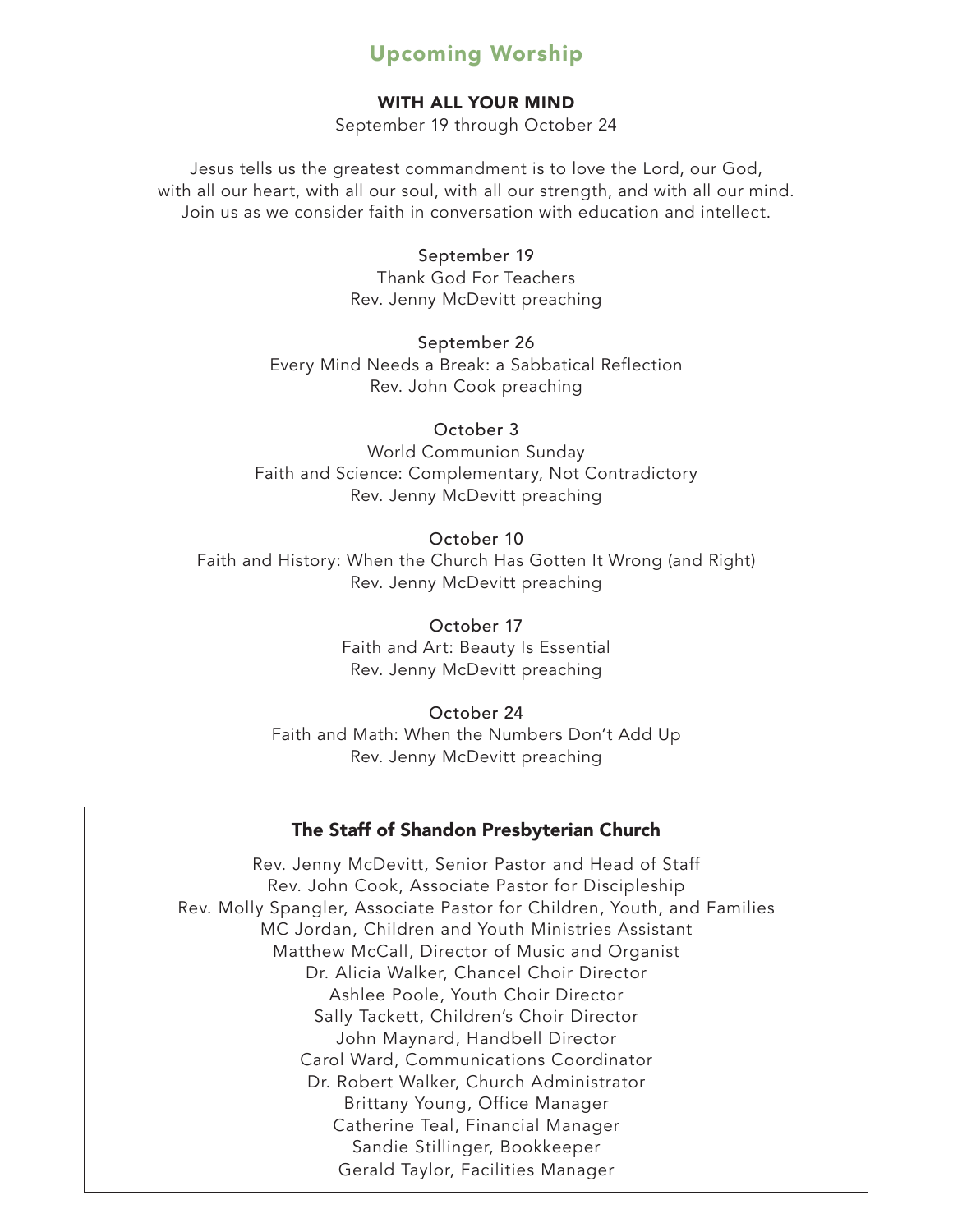## Upcoming Worship

**WITH ALL YOUR MIND**

September 19 through October 24

Jesus tells us the greatest commandment is to love the Lord, our God, with all our heart, with all our soul, with all our strength, and with all our mind. Join us as we consider faith in conversation with education and intellect.

September 19
Thank God For Teachers
Rev. Jenny McDevitt preaching

September 26
Every Mind Needs a Break: a Sabbatical Reflection
Rev. John Cook preaching

October 3
World Communion Sunday
Faith and Science: Complementary, Not Contradictory
Rev. Jenny McDevitt preaching

October 10
Faith and History: When the Church Has Gotten It Wrong (and Right)
Rev. Jenny McDevitt preaching

October 17
Faith and Art: Beauty Is Essential
Rev. Jenny McDevitt preaching

October 24
Faith and Math: When the Numbers Don't Add Up
Rev. Jenny McDevitt preaching

### The Staff of Shandon Presbyterian Church

Rev. Jenny McDevitt, Senior Pastor and Head of Staff
Rev. John Cook, Associate Pastor for Discipleship
Rev. Molly Spangler, Associate Pastor for Children, Youth, and Families
MC Jordan, Children and Youth Ministries Assistant
Matthew McCall, Director of Music and Organist
Dr. Alicia Walker, Chancel Choir Director
Ashlee Poole, Youth Choir Director
Sally Tackett, Children's Choir Director
John Maynard, Handbell Director
Carol Ward, Communications Coordinator
Dr. Robert Walker, Church Administrator
Brittany Young, Office Manager
Catherine Teal, Financial Manager
Sandie Stillinger, Bookkeeper
Gerald Taylor, Facilities Manager